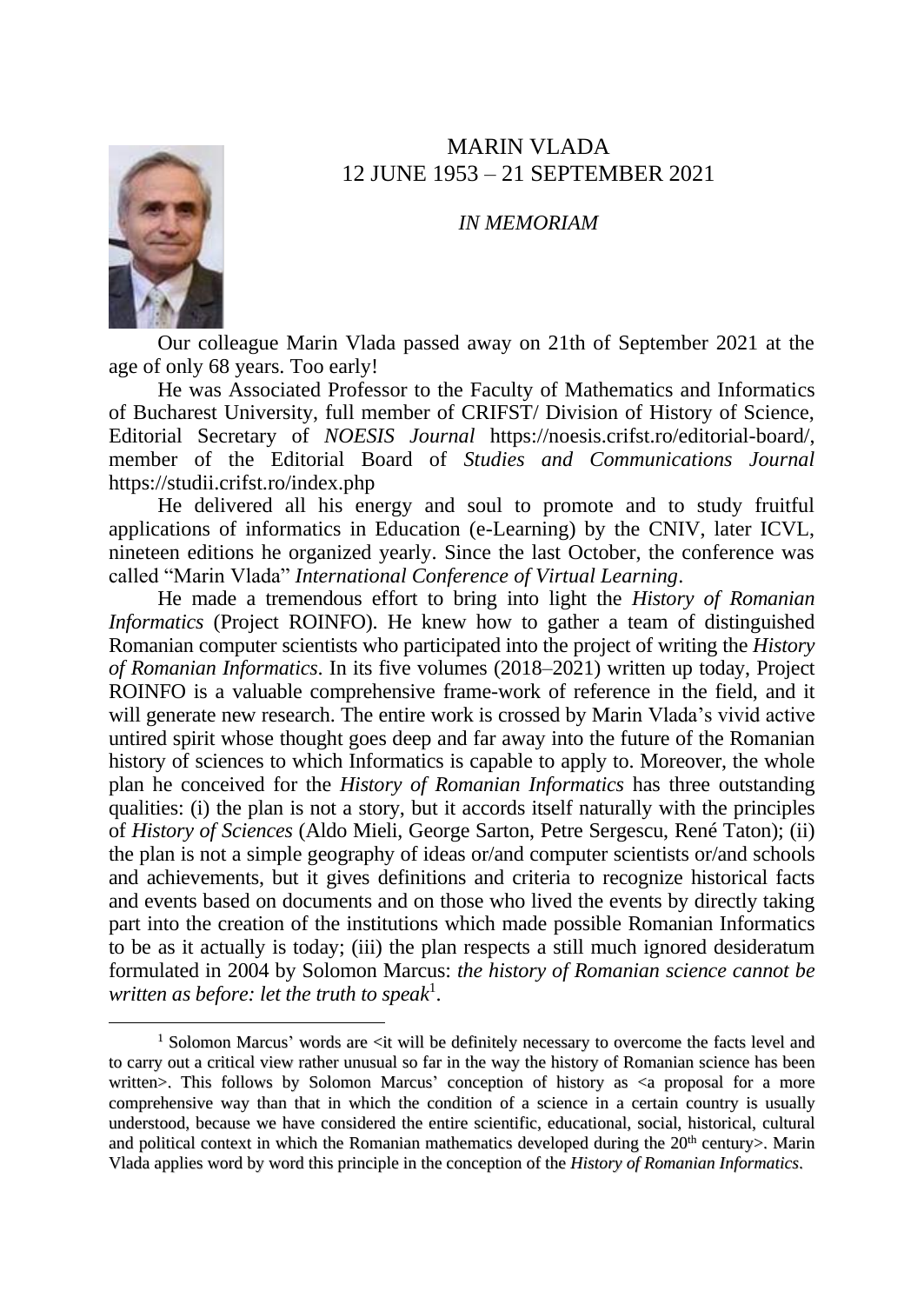# MARIN VLADA
## 12 JUNE 1953 – 21 SEPTEMBER 2021

*IN MEMORIAM*

Our colleague Marin Vlada passed away on 21th of September 2021 at the age of only 68 years. Too early!

He was Associated Professor to the Faculty of Mathematics and Informatics of Bucharest University, full member of CRIFST/ Division of History of Science, Editorial Secretary of *NOESIS Journal* https://noesis.crifst.ro/editorial-board/, member of the Editorial Board of *Studies and Communications Journal* https://studii.crifst.ro/index.php

He delivered all his energy and soul to promote and to study fruitful applications of informatics in Education (e-Learning) by the CNIV, later ICVL, nineteen editions he organized yearly. Since the last October, the conference was called "Marin Vlada" *International Conference of Virtual Learning*.

He made a tremendous effort to bring into light the *History of Romanian Informatics* (Project ROINFO). He knew how to gather a team of distinguished Romanian computer scientists who participated into the project of writing the *History of Romanian Informatics*. In its five volumes (2018–2021) written up today, Project ROINFO is a valuable comprehensive frame-work of reference in the field, and it will generate new research. The entire work is crossed by Marin Vlada's vivid active untired spirit whose thought goes deep and far away into the future of the Romanian history of sciences to which Informatics is capable to apply to. Moreover, the whole plan he conceived for the *History of Romanian Informatics* has three outstanding qualities: (i) the plan is not a story, but it accords itself naturally with the principles of *History of Sciences* (Aldo Mieli, George Sarton, Petre Sergescu, René Taton); (ii) the plan is not a simple geography of ideas or/and computer scientists or/and schools and achievements, but it gives definitions and criteria to recognize historical facts and events based on documents and on those who lived the events by directly taking part into the creation of the institutions which made possible Romanian Informatics to be as it actually is today; (iii) the plan respects a still much ignored desideratum formulated in 2004 by Solomon Marcus: *the history of Romanian science cannot be written as before: let the truth to speak*[1].

[1] Solomon Marcus' words are <it will be definitely necessary to overcome the facts level and to carry out a critical view rather unusual so far in the way the history of Romanian science has been written>. This follows by Solomon Marcus' conception of history as <a proposal for a more comprehensive way than that in which the condition of a science in a certain country is usually understood, because we have considered the entire scientific, educational, social, historical, cultural and political context in which the Romanian mathematics developed during the 20th century>. Marin Vlada applies word by word this principle in the conception of the *History of Romanian Informatics*.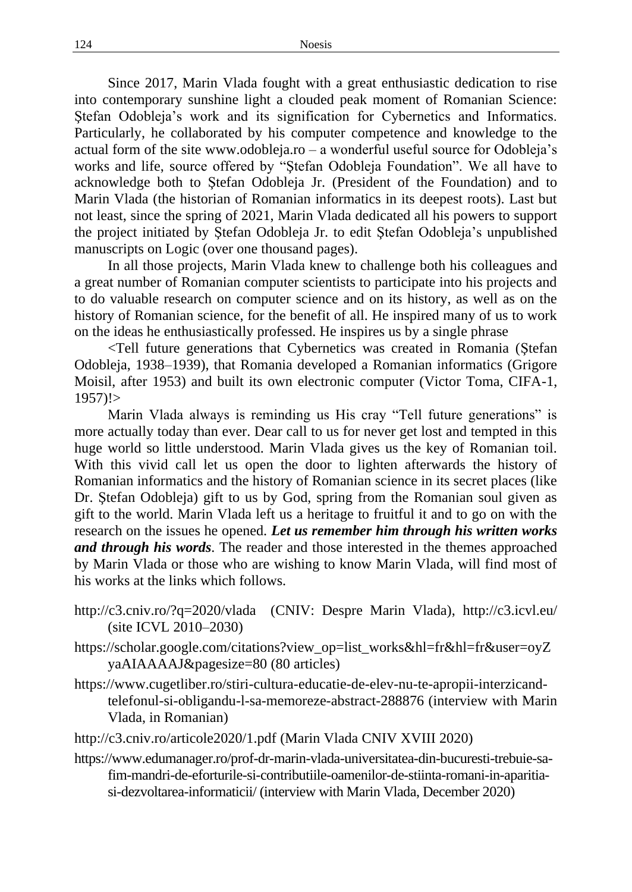Since 2017, Marin Vlada fought with a great enthusiastic dedication to rise into contemporary sunshine light a clouded peak moment of Romanian Science: Ştefan Odobleja's work and its signification for Cybernetics and Informatics. Particularly, he collaborated by his computer competence and knowledge to the actual form of the site www.odobleja.ro – a wonderful useful source for Odobleja's works and life, source offered by "Ştefan Odobleja Foundation". We all have to acknowledge both to Ştefan Odobleja Jr. (President of the Foundation) and to Marin Vlada (the historian of Romanian informatics in its deepest roots). Last but not least, since the spring of 2021, Marin Vlada dedicated all his powers to support the project initiated by Ştefan Odobleja Jr. to edit Ştefan Odobleja's unpublished manuscripts on Logic (over one thousand pages).

In all those projects, Marin Vlada knew to challenge both his colleagues and a great number of Romanian computer scientists to participate into his projects and to do valuable research on computer science and on its history, as well as on the history of Romanian science, for the benefit of all. He inspired many of us to work on the ideas he enthusiastically professed. He inspires us by a single phrase

<Tell future generations that Cybernetics was created in Romania (Ştefan Odobleja, 1938–1939), that Romania developed a Romanian informatics (Grigore Moisil, after 1953) and built its own electronic computer (Victor Toma, CIFA-1, 1957)!>

Marin Vlada always is reminding us His cray "Tell future generations" is more actually today than ever. Dear call to us for never get lost and tempted in this huge world so little understood. Marin Vlada gives us the key of Romanian toil. With this vivid call let us open the door to lighten afterwards the history of Romanian informatics and the history of Romanian science in its secret places (like Dr. Ştefan Odobleja) gift to us by God, spring from the Romanian soul given as gift to the world. Marin Vlada left us a heritage to fruitful it and to go on with the research on the issues he opened. ***Let us remember him through his written works and through his words***. The reader and those interested in the themes approached by Marin Vlada or those who are wishing to know Marin Vlada, will find most of his works at the links which follows.

http://c3.cniv.ro/?q=2020/vlada (CNIV: Despre Marin Vlada), http://c3.icvl.eu/ (site ICVL 2010–2030)

https://scholar.google.com/citations?view_op=list_works&hl=fr&hl=fr&user=oyZyaAIAAAAJ&pagesize=80 (80 articles)

https://www.cugetliber.ro/stiri-cultura-educatie-de-elev-nu-te-apropii-interzicand-telefonul-si-obligandu-l-sa-memoreze-abstract-288876 (interview with Marin Vlada, in Romanian)

http://c3.cniv.ro/articole2020/1.pdf (Marin Vlada CNIV XVIII 2020)

https://www.edumanager.ro/prof-dr-marin-vlada-universitatea-din-bucuresti-trebuie-sa-fim-mandri-de-eforturile-si-contributiile-oamenilor-de-stiinta-romani-in-aparitia-si-dezvoltarea-informaticii/ (interview with Marin Vlada, December 2020)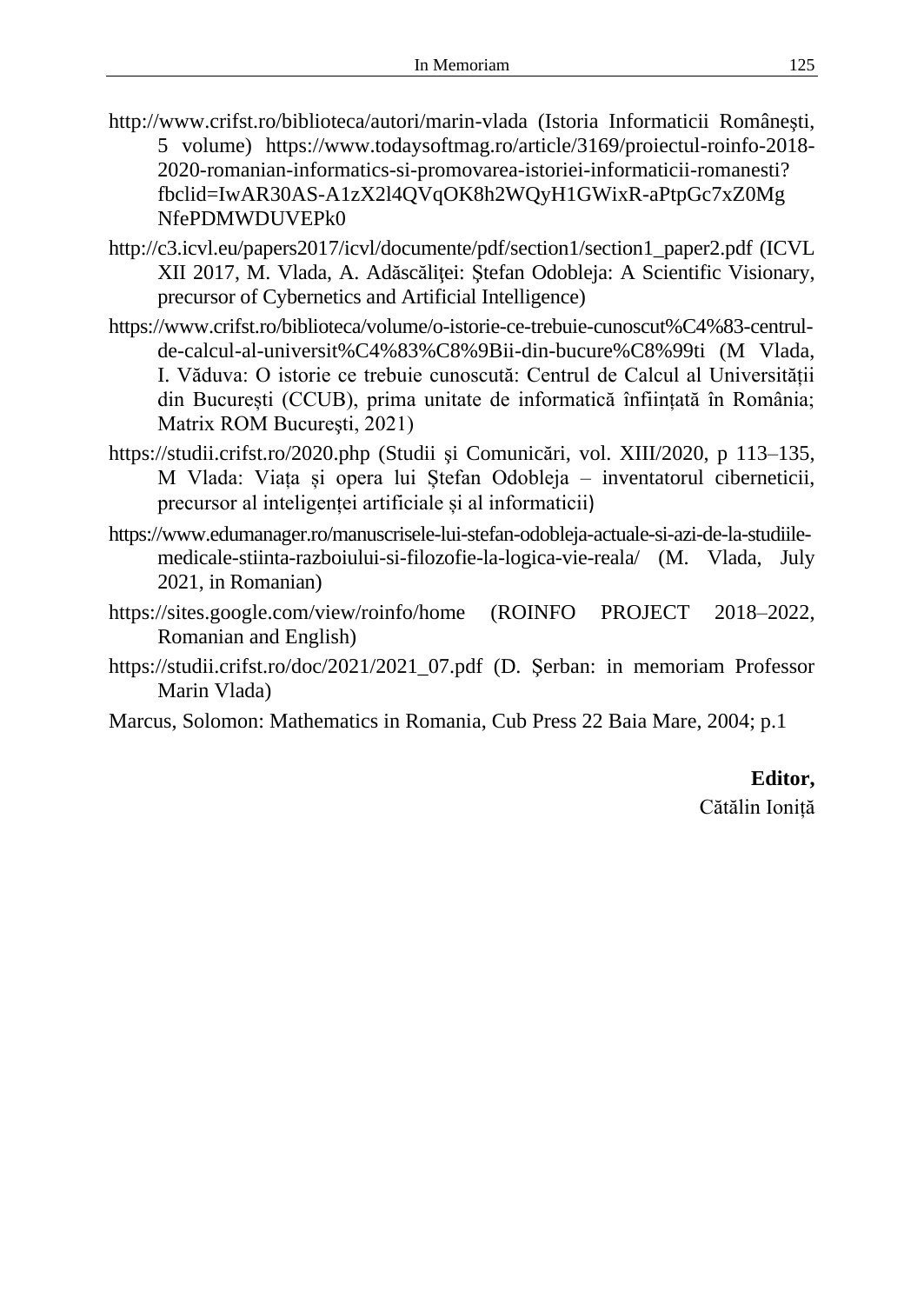http://www.crifst.ro/biblioteca/autori/marin-vlada (Istoria Informaticii Românești, 5 volume) https://www.todaysoftmag.ro/article/3169/proiectul-roinfo-2018-2020-romanian-informatics-si-promovarea-istoriei-informaticii-romanesti?fbclid=IwAR30AS-A1zX2l4QVqOK8h2WQyH1GWixR-aPtpGc7xZ0MgNfePDMWDUVEPk0

http://c3.icvl.eu/papers2017/icvl/documente/pdf/section1/section1_paper2.pdf (ICVL XII 2017, M. Vlada, A. Adăscăliței: Ştefan Odobleja: A Scientific Visionary, precursor of Cybernetics and Artificial Intelligence)

https://www.crifst.ro/biblioteca/volume/o-istorie-ce-trebuie-cunoscut%C4%83-centrul-de-calcul-al-universit%C4%83%C8%9Bii-din-bucure%C8%99ti (M Vlada, I. Văduva: O istorie ce trebuie cunoscută: Centrul de Calcul al Universității din București (CCUB), prima unitate de informatică înființată în România; Matrix ROM Bucureşti, 2021)

https://studii.crifst.ro/2020.php (Studii şi Comunicări, vol. XIII/2020, p 113–135, M Vlada: Viața și opera lui Ștefan Odobleja – inventatorul ciberneticii, precursor al inteligenței artificiale și al informaticii)

https://www.edumanager.ro/manuscrisele-lui-stefan-odobleja-actuale-si-azi-de-la-studiile-medicale-stiinta-razboiului-si-filozofie-la-logica-vie-reala/ (M. Vlada, July 2021, in Romanian)

https://sites.google.com/view/roinfo/home (ROINFO PROJECT 2018–2022, Romanian and English)

https://studii.crifst.ro/doc/2021/2021_07.pdf (D. Șerban: in memoriam Professor Marin Vlada)

Marcus, Solomon: Mathematics in Romania, Cub Press 22 Baia Mare, 2004; p.1

**Editor,**
Cătălin Ioniță